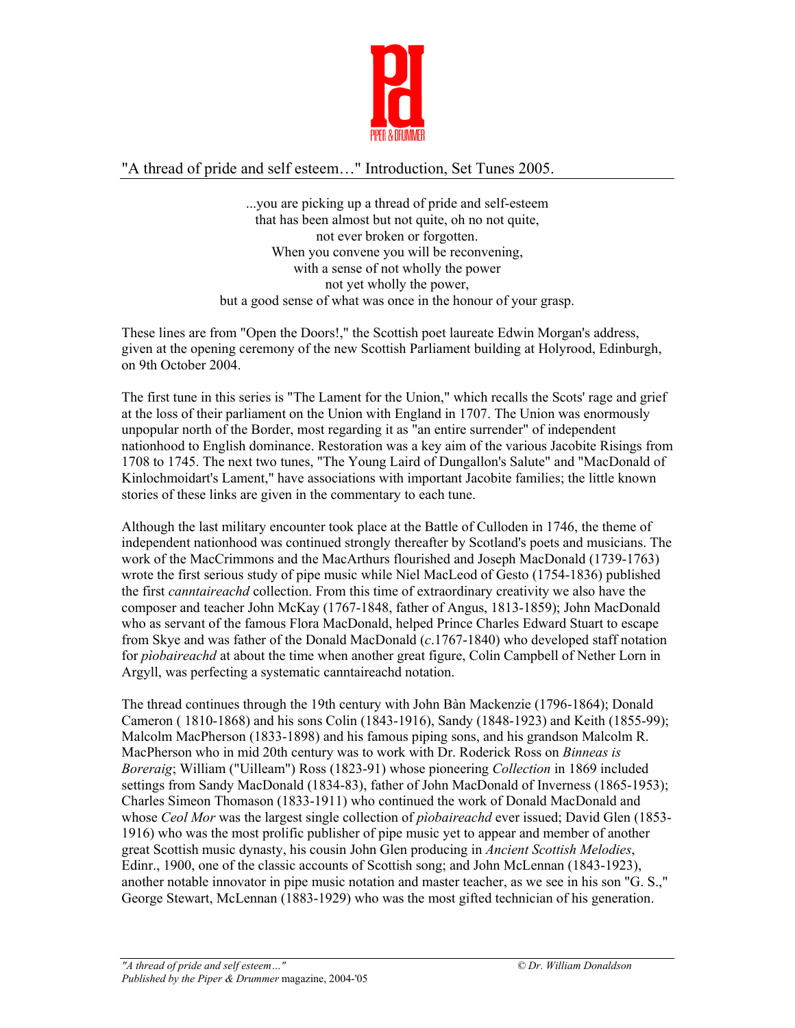# "A thread of pride and self esteem…" Introduction, Set Tunes 2005.

...you are picking up a thread of pride and self-esteem  
that has been almost but not quite, oh no not quite,  
not ever broken or forgotten.  
When you convene you will be reconvening,  
with a sense of not wholly the power  
not yet wholly the power,  
but a good sense of what was once in the honour of your grasp.

These lines are from "Open the Doors!," the Scottish poet laureate Edwin Morgan's address, given at the opening ceremony of the new Scottish Parliament building at Holyrood, Edinburgh, on 9th October 2004.

The first tune in this series is "The Lament for the Union," which recalls the Scots' rage and grief at the loss of their parliament on the Union with England in 1707. The Union was enormously unpopular north of the Border, most regarding it as "an entire surrender" of independent nationhood to English dominance. Restoration was a key aim of the various Jacobite Risings from 1708 to 1745. The next two tunes, "The Young Laird of Dungallon's Salute" and "MacDonald of Kinlochmoidart's Lament," have associations with important Jacobite families; the little known stories of these links are given in the commentary to each tune.

Although the last military encounter took place at the Battle of Culloden in 1746, the theme of independent nationhood was continued strongly thereafter by Scotland's poets and musicians. The work of the MacCrimmons and the MacArthurs flourished and Joseph MacDonald (1739-1763) wrote the first serious study of pipe music while Niel MacLeod of Gesto (1754-1836) published the first *canntaireachd* collection. From this time of extraordinary creativity we also have the composer and teacher John McKay (1767-1848, father of Angus, 1813-1859); John MacDonald who as servant of the famous Flora MacDonald, helped Prince Charles Edward Stuart to escape from Skye and was father of the Donald MacDonald (*c*.1767-1840) who developed staff notation for *piobaireachd* at about the time when another great figure, Colin Campbell of Nether Lorn in Argyll, was perfecting a systematic canntaireachd notation.

The thread continues through the 19th century with John Bàn Mackenzie (1796-1864); Donald Cameron ( 1810-1868) and his sons Colin (1843-1916), Sandy (1848-1923) and Keith (1855-99); Malcolm MacPherson (1833-1898) and his famous piping sons, and his grandson Malcolm R. MacPherson who in mid 20th century was to work with Dr. Roderick Ross on *Binneas is Boreraig*; William ("Uilleam") Ross (1823-91) whose pioneering *Collection* in 1869 included settings from Sandy MacDonald (1834-83), father of John MacDonald of Inverness (1865-1953); Charles Simeon Thomason (1833-1911) who continued the work of Donald MacDonald and whose *Ceol Mor* was the largest single collection of *pìobaireachd* ever issued; David Glen (1853-1916) who was the most prolific publisher of pipe music yet to appear and member of another great Scottish music dynasty, his cousin John Glen producing in *Ancient Scottish Melodies*, Edinr., 1900, one of the classic accounts of Scottish song; and John McLennan (1843-1923), another notable innovator in pipe music notation and master teacher, as we see in his son "G. S.," George Stewart, McLennan (1883-1929) who was the most gifted technician of his generation.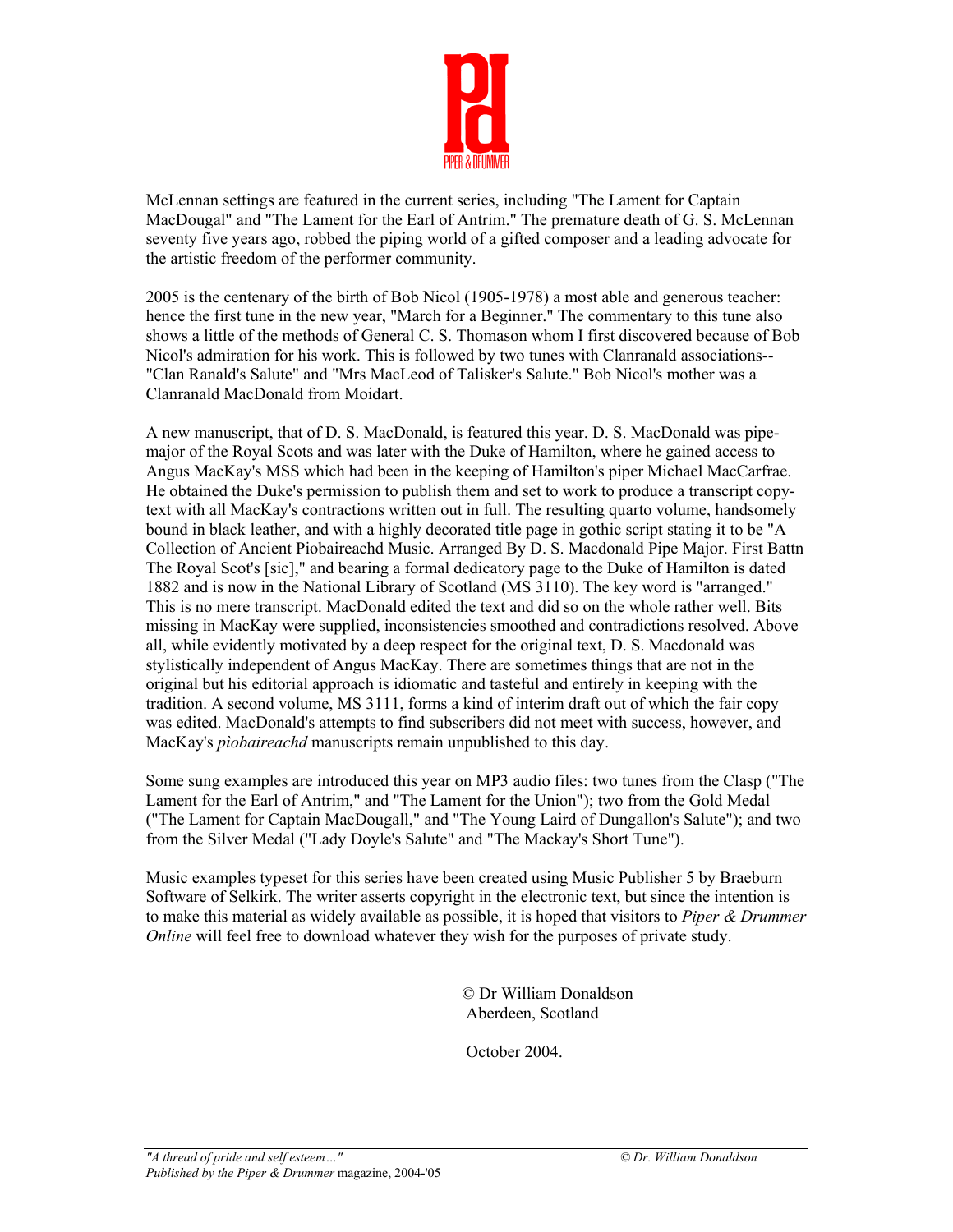McLennan settings are featured in the current series, including "The Lament for Captain MacDougal" and "The Lament for the Earl of Antrim." The premature death of G. S. McLennan seventy five years ago, robbed the piping world of a gifted composer and a leading advocate for the artistic freedom of the performer community.

2005 is the centenary of the birth of Bob Nicol (1905-1978) a most able and generous teacher: hence the first tune in the new year, "March for a Beginner." The commentary to this tune also shows a little of the methods of General C. S. Thomason whom I first discovered because of Bob Nicol's admiration for his work. This is followed by two tunes with Clanranald associations--"Clan Ranald's Salute" and "Mrs MacLeod of Talisker's Salute." Bob Nicol's mother was a Clanranald MacDonald from Moidart.

A new manuscript, that of D. S. MacDonald, is featured this year. D. S. MacDonald was pipe-major of the Royal Scots and was later with the Duke of Hamilton, where he gained access to Angus MacKay's MSS which had been in the keeping of Hamilton's piper Michael MacCarfrae. He obtained the Duke's permission to publish them and set to work to produce a transcript copy-text with all MacKay's contractions written out in full. The resulting quarto volume, handsomely bound in black leather, and with a highly decorated title page in gothic script stating it to be "A Collection of Ancient Piobaireachd Music. Arranged By D. S. Macdonald Pipe Major. First Battn The Royal Scot's [sic]," and bearing a formal dedicatory page to the Duke of Hamilton is dated 1882 and is now in the National Library of Scotland (MS 3110). The key word is "arranged." This is no mere transcript. MacDonald edited the text and did so on the whole rather well. Bits missing in MacKay were supplied, inconsistencies smoothed and contradictions resolved. Above all, while evidently motivated by a deep respect for the original text, D. S. Macdonald was stylistically independent of Angus MacKay. There are sometimes things that are not in the original but his editorial approach is idiomatic and tasteful and entirely in keeping with the tradition. A second volume, MS 3111, forms a kind of interim draft out of which the fair copy was edited. MacDonald's attempts to find subscribers did not meet with success, however, and MacKay's *piobaireachd* manuscripts remain unpublished to this day.

Some sung examples are introduced this year on MP3 audio files: two tunes from the Clasp ("The Lament for the Earl of Antrim," and "The Lament for the Union"); two from the Gold Medal ("The Lament for Captain MacDougall," and "The Young Laird of Dungallon's Salute"); and two from the Silver Medal ("Lady Doyle's Salute" and "The Mackay's Short Tune").

Music examples typeset for this series have been created using Music Publisher 5 by Braeburn Software of Selkirk. The writer asserts copyright in the electronic text, but since the intention is to make this material as widely available as possible, it is hoped that visitors to *Piper & Drummer Online* will feel free to download whatever they wish for the purposes of private study.

© Dr William Donaldson
Aberdeen, Scotland

October 2004.